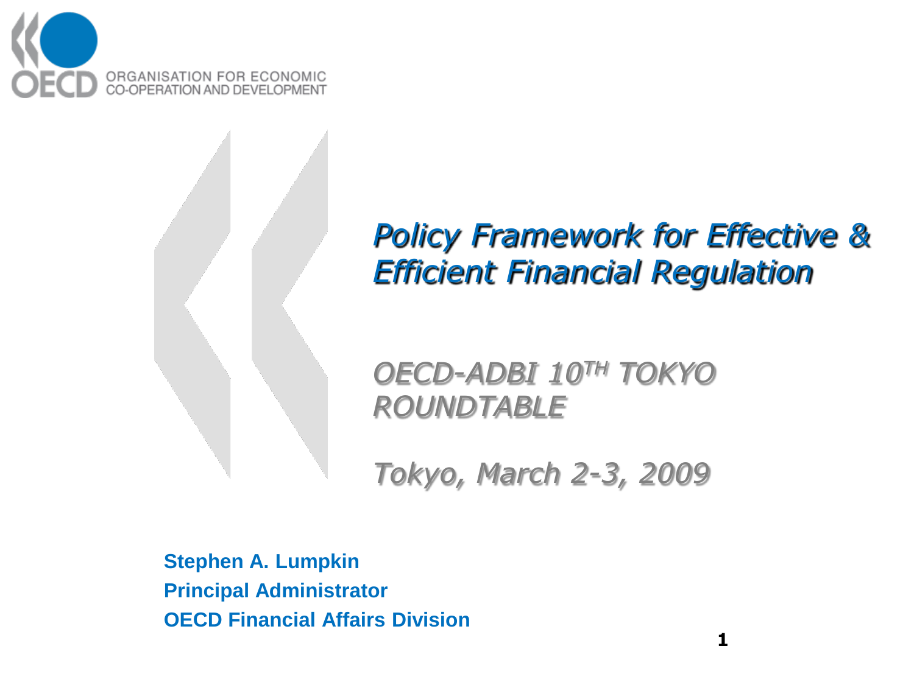ORGANISATION FOR ECONOMIC CO-OPERATION AND DEVELOPMENT

# *Policy Framework for Effective & Efficient Financial Regulation*

*OECD-ADBI 10TH TOKYO ROUNDTABLE*

*Tokyo, March 2-3, 2009*

**Stephen A. Lumpkin**
**Principal Administrator**
**OECD Financial Affairs Division**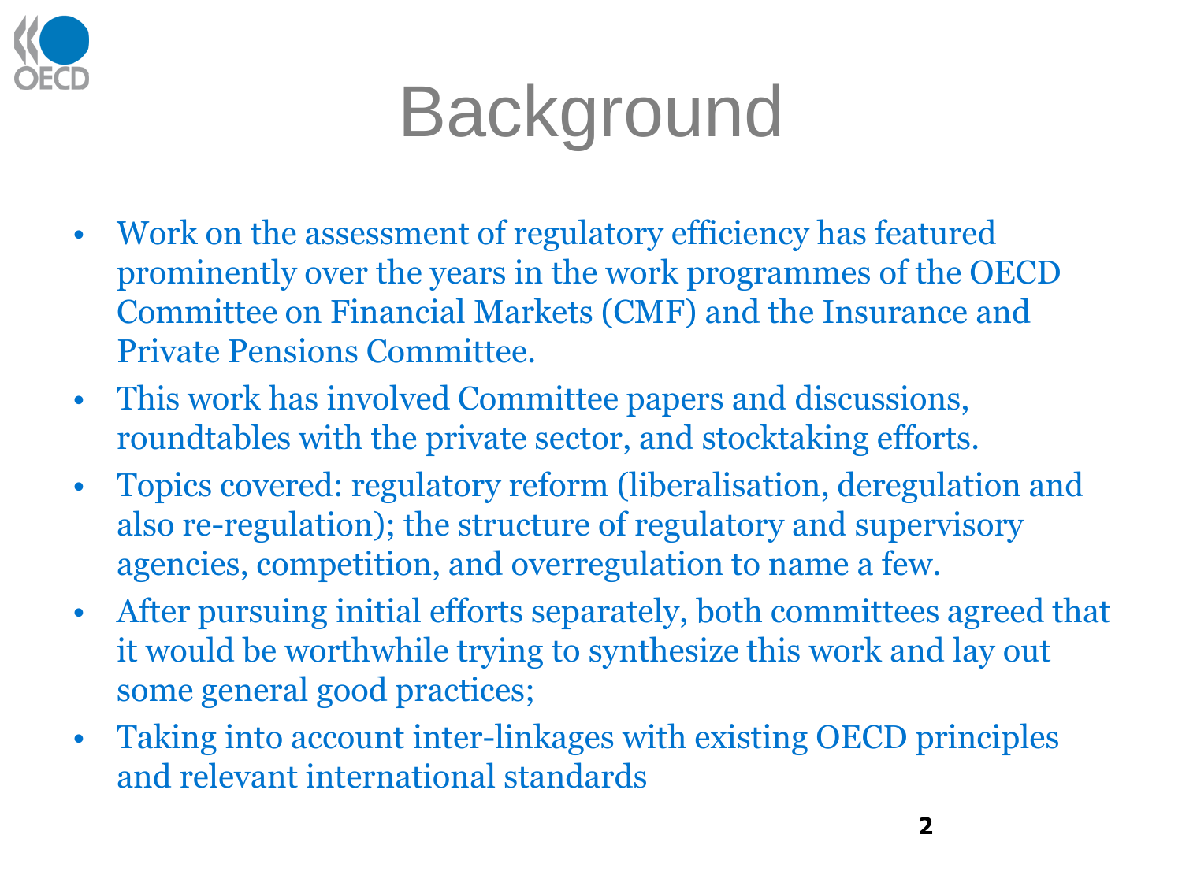# Background

- Work on the assessment of regulatory efficiency has featured prominently over the years in the work programmes of the OECD Committee on Financial Markets (CMF) and the Insurance and Private Pensions Committee.
- This work has involved Committee papers and discussions, roundtables with the private sector, and stocktaking efforts.
- Topics covered: regulatory reform (liberalisation, deregulation and also re-regulation); the structure of regulatory and supervisory agencies, competition, and overregulation to name a few.
- After pursuing initial efforts separately, both committees agreed that it would be worthwhile trying to synthesize this work and lay out some general good practices;
- Taking into account inter-linkages with existing OECD principles and relevant international standards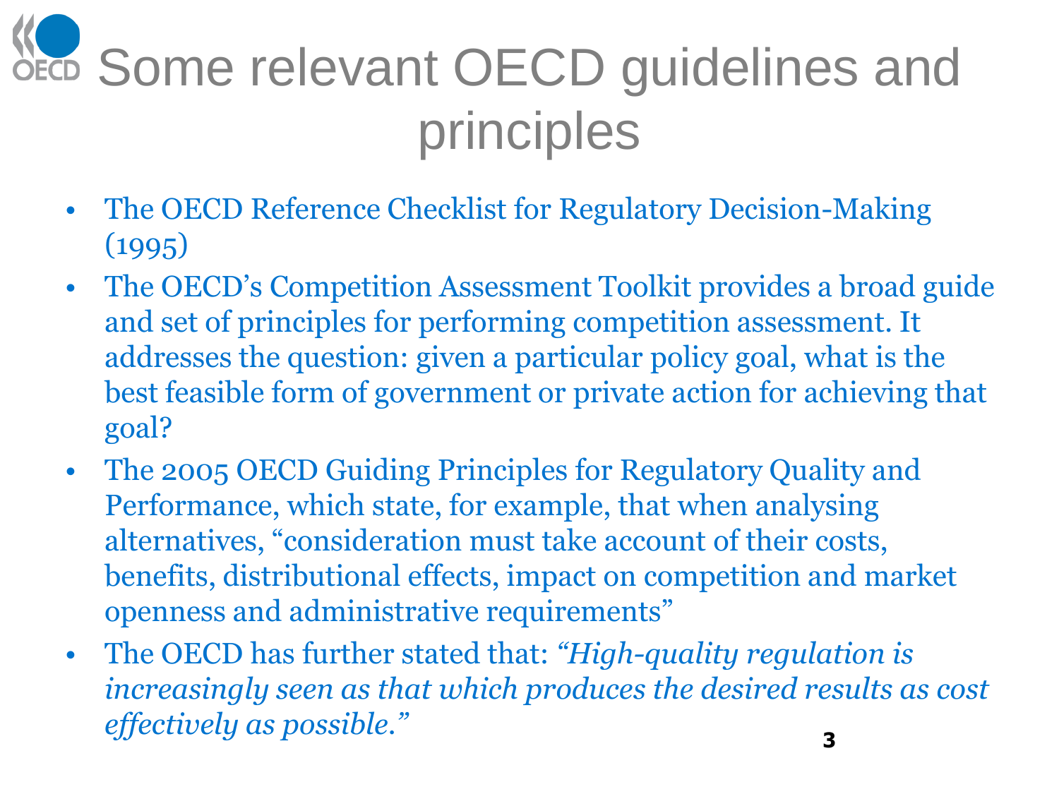# Some relevant OECD guidelines and principles

- The OECD Reference Checklist for Regulatory Decision-Making (1995)
- The OECD's Competition Assessment Toolkit provides a broad guide and set of principles for performing competition assessment. It addresses the question: given a particular policy goal, what is the best feasible form of government or private action for achieving that goal?
- The 2005 OECD Guiding Principles for Regulatory Quality and Performance, which state, for example, that when analysing alternatives, "consideration must take account of their costs, benefits, distributional effects, impact on competition and market openness and administrative requirements"
- The OECD has further stated that: *"High-quality regulation is increasingly seen as that which produces the desired results as cost effectively as possible."*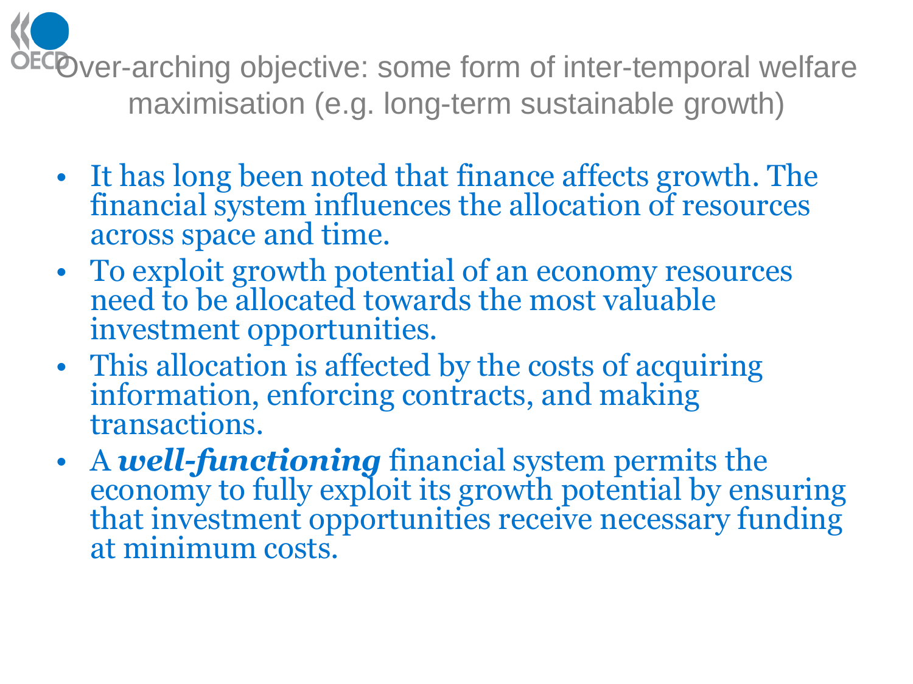# Over-arching objective: some form of inter-temporal welfare maximisation (e.g. long-term sustainable growth)

- It has long been noted that finance affects growth. The financial system influences the allocation of resources across space and time.
- To exploit growth potential of an economy resources need to be allocated towards the most valuable investment opportunities.
- This allocation is affected by the costs of acquiring information, enforcing contracts, and making transactions.
- A ***well-functioning*** financial system permits the economy to fully exploit its growth potential by ensuring that investment opportunities receive necessary funding at minimum costs.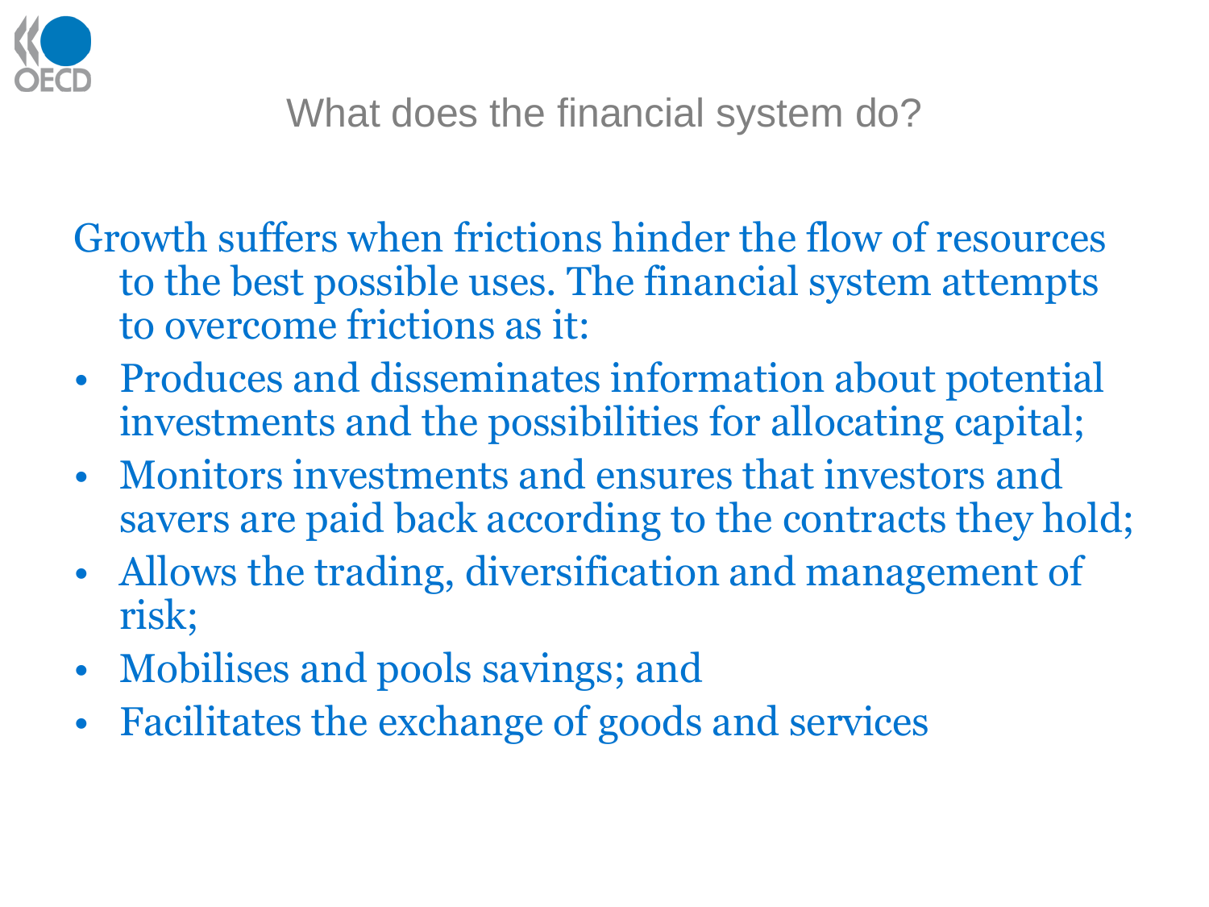## What does the financial system do?

Growth suffers when frictions hinder the flow of resources to the best possible uses. The financial system attempts to overcome frictions as it:

- Produces and disseminates information about potential investments and the possibilities for allocating capital;
- Monitors investments and ensures that investors and savers are paid back according to the contracts they hold;
- Allows the trading, diversification and management of risk;
- Mobilises and pools savings; and
- Facilitates the exchange of goods and services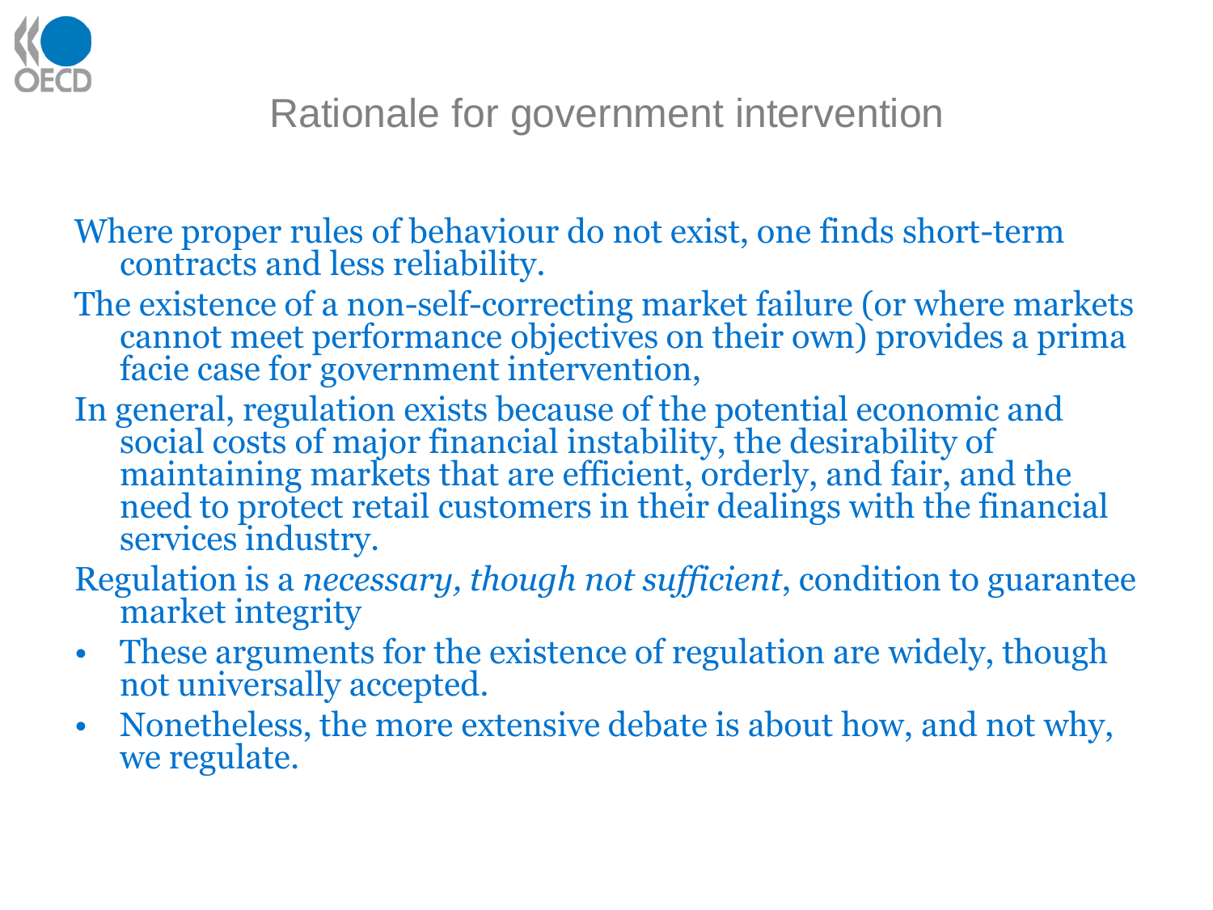# Rationale for government intervention

Where proper rules of behaviour do not exist, one finds short-term contracts and less reliability.

The existence of a non-self-correcting market failure (or where markets cannot meet performance objectives on their own) provides a prima facie case for government intervention,

In general, regulation exists because of the potential economic and social costs of major financial instability, the desirability of maintaining markets that are efficient, orderly, and fair, and the need to protect retail customers in their dealings with the financial services industry.

Regulation is a *necessary, though not sufficient*, condition to guarantee market integrity

- These arguments for the existence of regulation are widely, though not universally accepted.
- Nonetheless, the more extensive debate is about how, and not why, we regulate.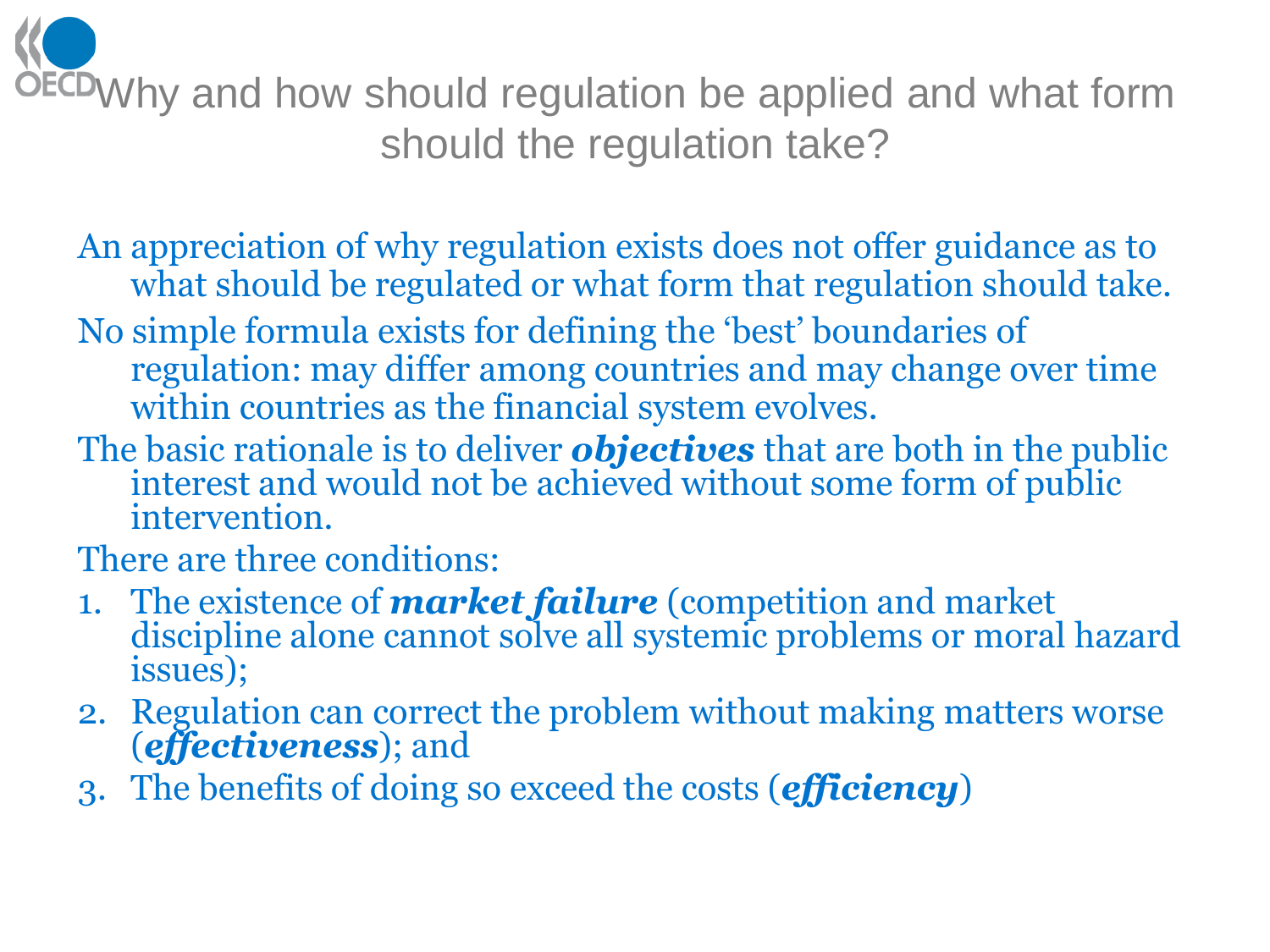# Why and how should regulation be applied and what form should the regulation take?

An appreciation of why regulation exists does not offer guidance as to what should be regulated or what form that regulation should take.

No simple formula exists for defining the 'best' boundaries of regulation: may differ among countries and may change over time within countries as the financial system evolves.

The basic rationale is to deliver ***objectives*** that are both in the public interest and would not be achieved without some form of public intervention.

There are three conditions:

1. The existence of ***market failure*** (competition and market discipline alone cannot solve all systemic problems or moral hazard issues);
2. Regulation can correct the problem without making matters worse (***effectiveness***); and
3. The benefits of doing so exceed the costs (***efficiency***)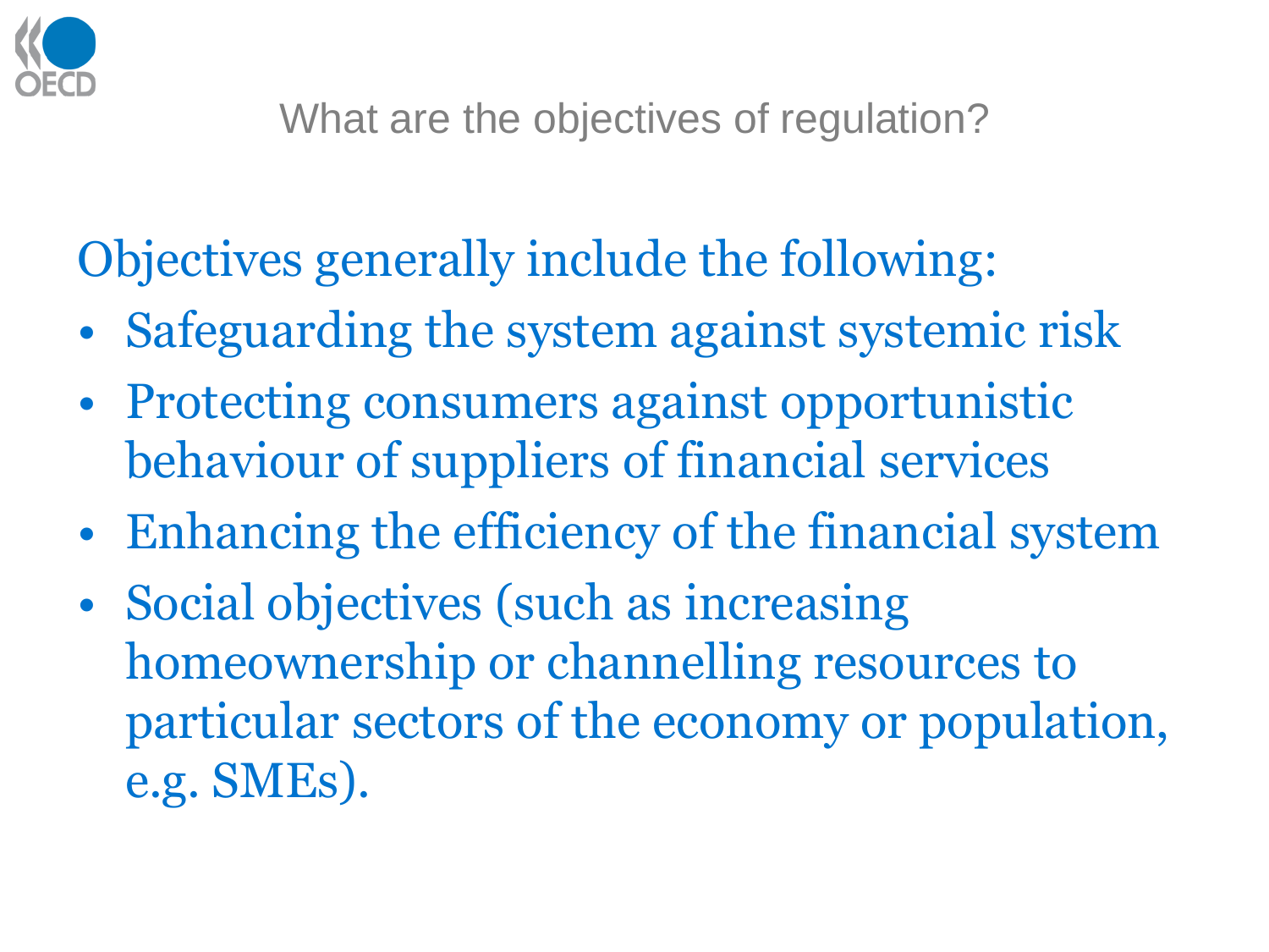## What are the objectives of regulation?

Objectives generally include the following:

- Safeguarding the system against systemic risk
- Protecting consumers against opportunistic behaviour of suppliers of financial services
- Enhancing the efficiency of the financial system
- Social objectives (such as increasing homeownership or channelling resources to particular sectors of the economy or population, e.g. SMEs).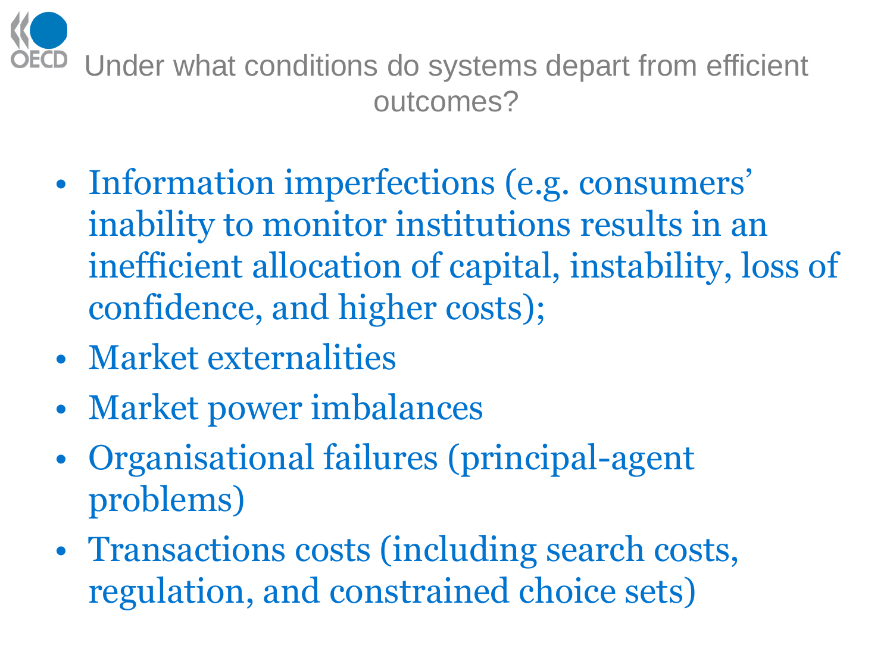# Under what conditions do systems depart from efficient outcomes?

- Information imperfections (e.g. consumers' inability to monitor institutions results in an inefficient allocation of capital, instability, loss of confidence, and higher costs);
- Market externalities
- Market power imbalances
- Organisational failures (principal-agent problems)
- Transactions costs (including search costs, regulation, and constrained choice sets)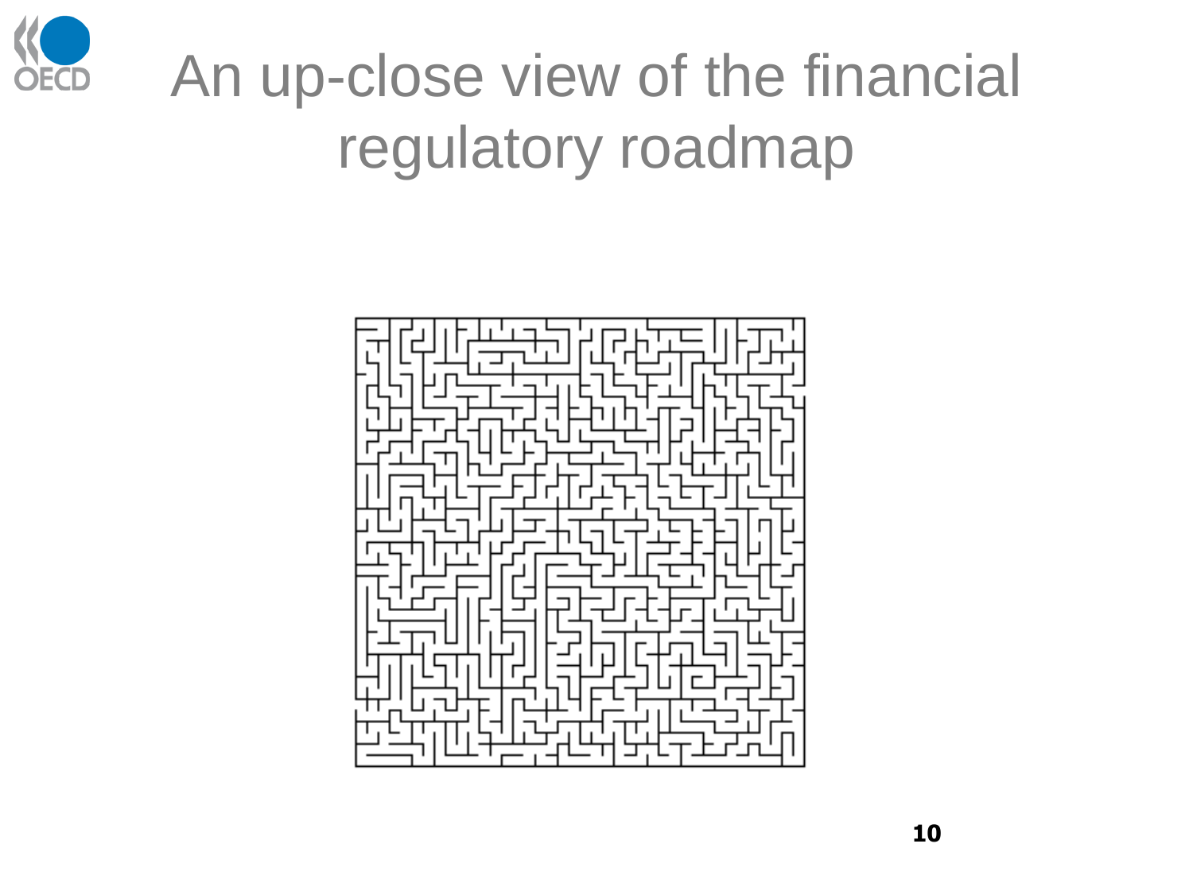# An up-close view of the financial regulatory roadmap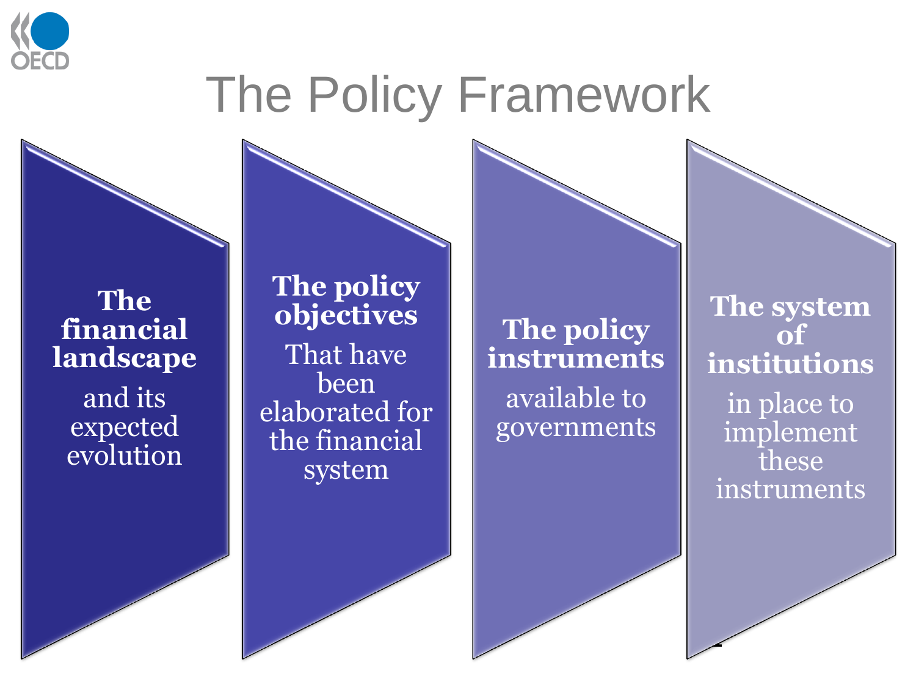# The Policy Framework

**The financial landscape** and its expected evolution

**The policy objectives** That have been elaborated for the financial system

**The policy instruments** available to governments

**The system of institutions** in place to implement these instruments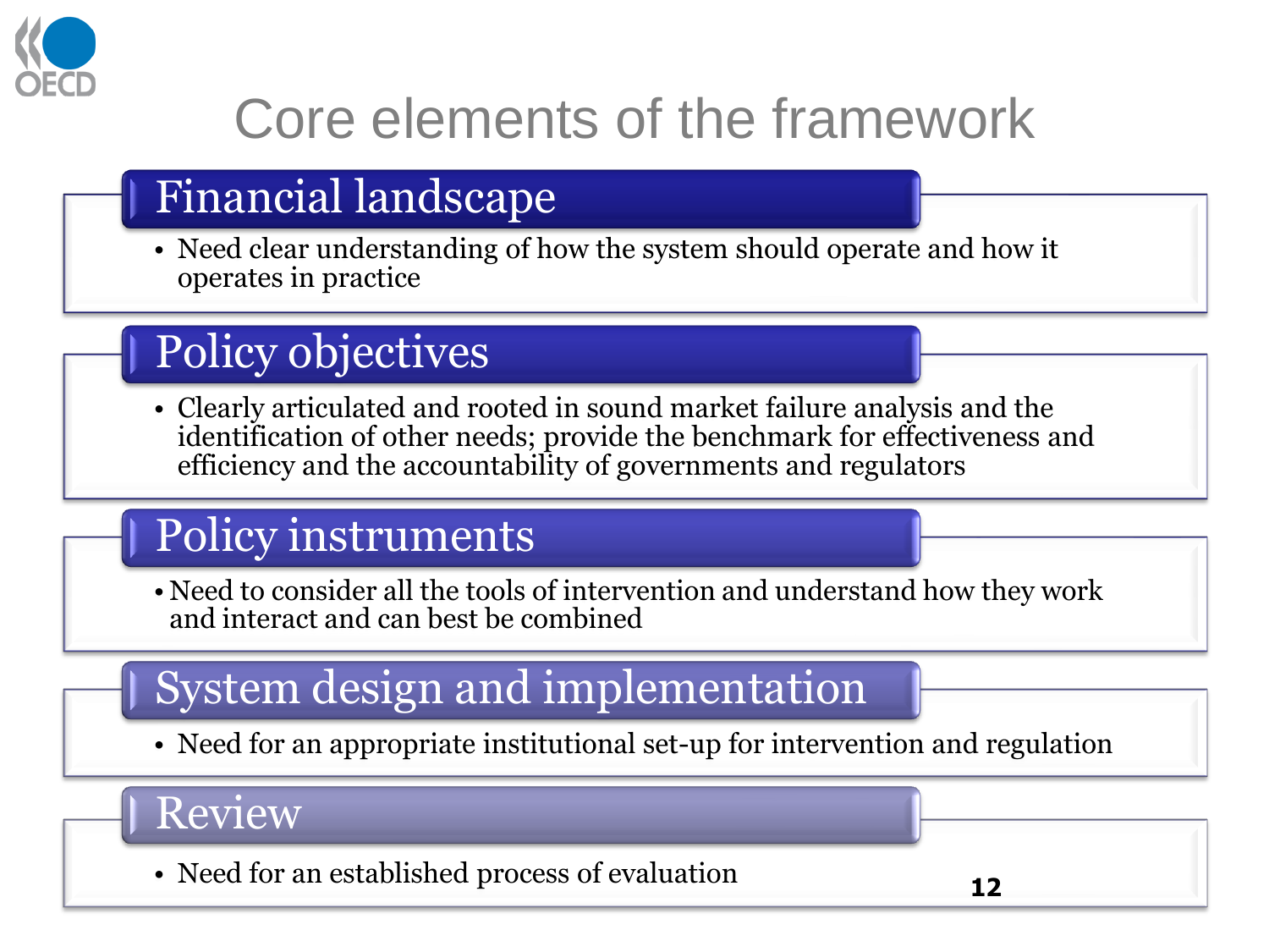# Core elements of the framework

## Financial landscape

- Need clear understanding of how the system should operate and how it operates in practice

## Policy objectives

- Clearly articulated and rooted in sound market failure analysis and the identification of other needs; provide the benchmark for effectiveness and efficiency and the accountability of governments and regulators

## Policy instruments

- Need to consider all the tools of intervention and understand how they work and interact and can best be combined

## System design and implementation

- Need for an appropriate institutional set-up for intervention and regulation

## Review

- Need for an established process of evaluation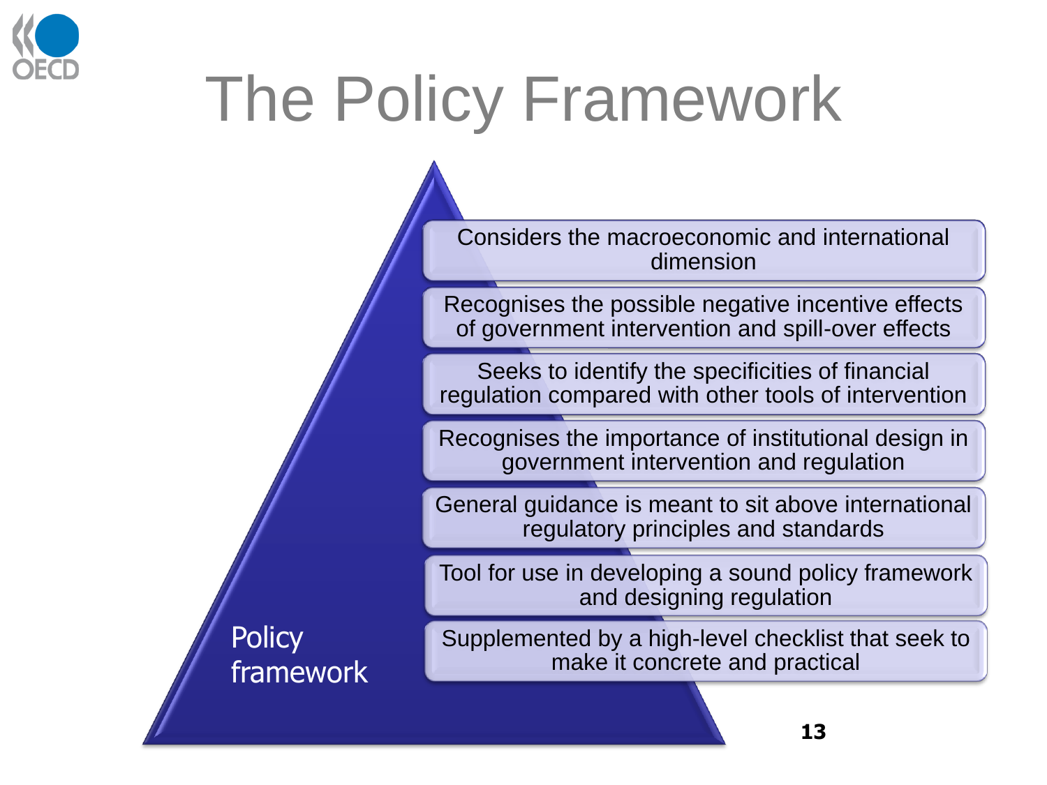# The Policy Framework

**Policy framework**

- Considers the macroeconomic and international dimension
- Recognises the possible negative incentive effects of government intervention and spill-over effects
- Seeks to identify the specificities of financial regulation compared with other tools of intervention
- Recognises the importance of institutional design in government intervention and regulation
- General guidance is meant to sit above international regulatory principles and standards
- Tool for use in developing a sound policy framework and designing regulation
- Supplemented by a high-level checklist that seek to make it concrete and practical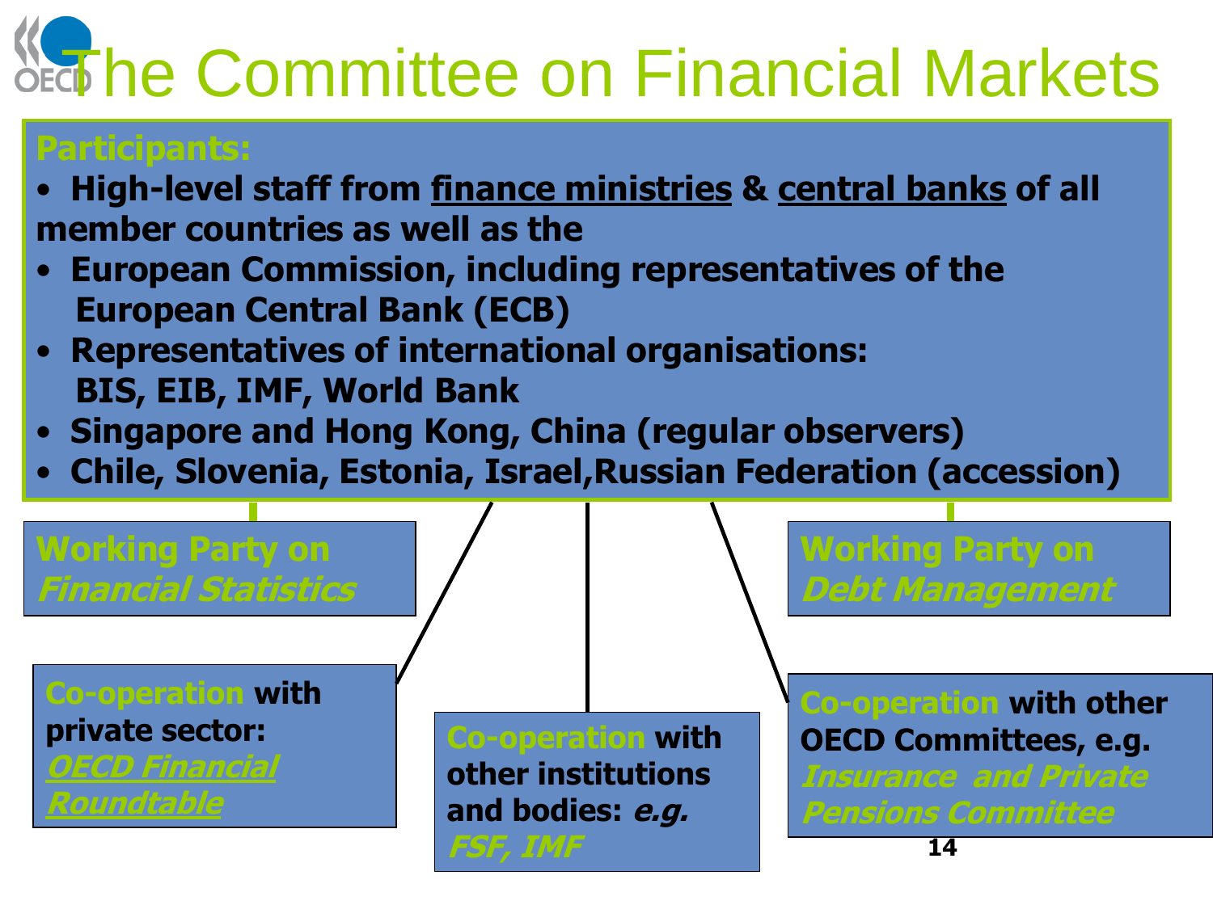# The Committee on Financial Markets

**Participants:**

- **High-level staff from <u>finance ministries</u> & <u>central banks</u> of all member countries as well as the**
- **European Commission, including representatives of the European Central Bank (ECB)**
- **Representatives of international organisations: BIS, EIB, IMF, World Bank**
- **Singapore and Hong Kong, China (regular observers)**
- **Chile, Slovenia, Estonia, Israel,Russian Federation (accession)**

**Working Party on *Financial Statistics***

**Working Party on *Debt Management***

**Co-operation with private sector: *OECD Financial Roundtable***

**Co-operation with other institutions and bodies: *e.g. FSF, IMF***

**Co-operation with other OECD Committees, e.g. *Insurance and Private Pensions Committee***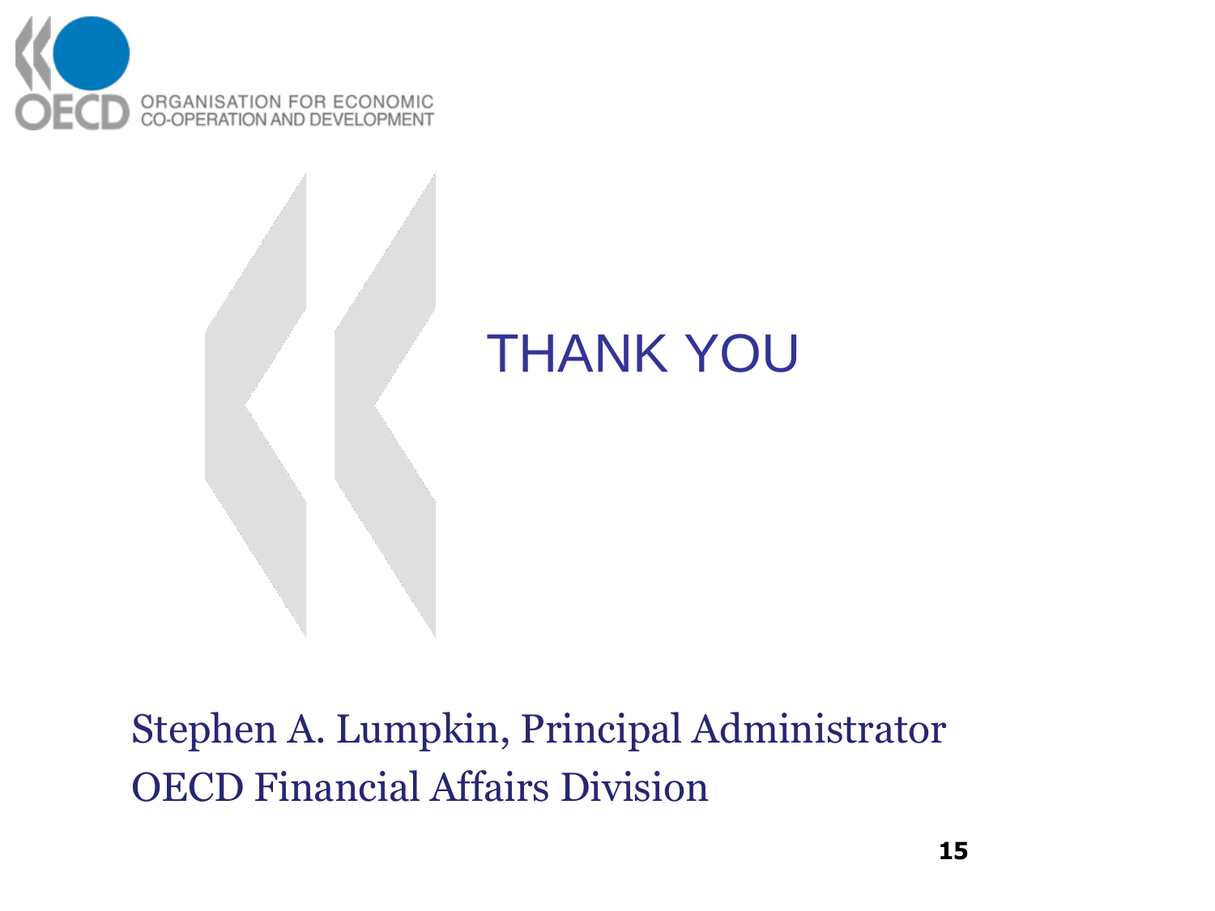# THANK YOU

Stephen A. Lumpkin, Principal Administrator
OECD Financial Affairs Division